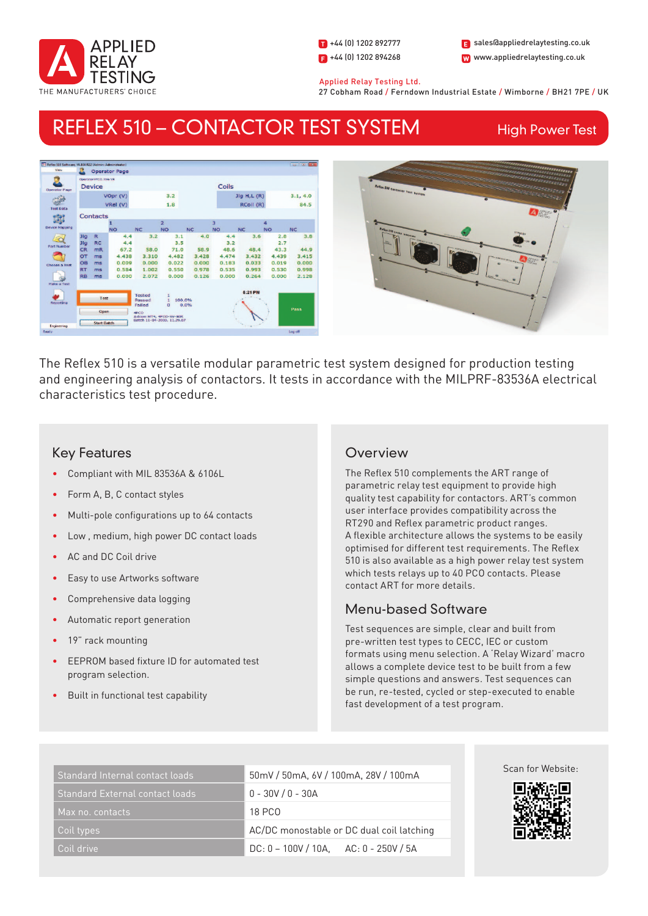APPLIED RELAY TESTING

THE MANUFACTURERS' CHOICE

T +44 (0) 1202 892777
F +44 (0) 1202 894268
E sales@appliedrelaytesting.co.uk
W www.appliedrelaytesting.co.uk

Applied Relay Testing Ltd.
27 Cobham Road / Ferndown Industrial Estate / Wimborne / BH21 7PE / UK

# REFLEX 510 – CONTACTOR TEST SYSTEM

High Power Test

The Reflex 510 is a versatile modular parametric test system designed for production testing and engineering analysis of contactors. It tests in accordance with the MILPRF-83536A electrical characteristics test procedure.

## Key Features

- Compliant with MIL 83536A & 6106L
- Form A, B, C contact styles
- Multi-pole configurations up to 64 contacts
- Low , medium, high power DC contact loads
- AC and DC Coil drive
- Easy to use Artworks software
- Comprehensive data logging
- Automatic report generation
- 19" rack mounting
- EEPROM based fixture ID for automated test program selection.
- Built in functional test capability

## Overview

The Reflex 510 complements the ART range of parametric relay test equipment to provide high quality test capability for contactors. ART's common user interface provides compatibility across the RT290 and Reflex parametric product ranges.
A flexible architecture allows the systems to be easily optimised for different test requirements. The Reflex 510 is also available as a high power relay test system which tests relays up to 40 PCO contacts. Please contact ART for more details.

## Menu-based Software

Test sequences are simple, clear and built from pre-written test types to CECC, IEC or custom formats using menu selection. A 'Relay Wizard' macro allows a complete device test to be built from a few simple questions and answers. Test sequences can be run, re-tested, cycled or step-executed to enable fast development of a test program.

| | |
|---|---|
| Standard Internal contact loads | 50mV / 50mA, 6V / 100mA, 28V / 100mA |
| Standard External contact loads | 0 - 30V / 0 - 30A |
| Max no. contacts | 18 PCO |
| Coil types | AC/DC monostable or DC dual coil latching |
| Coil drive | DC: 0 – 100V / 10A, AC: 0 - 250V / 5A |

Scan for Website: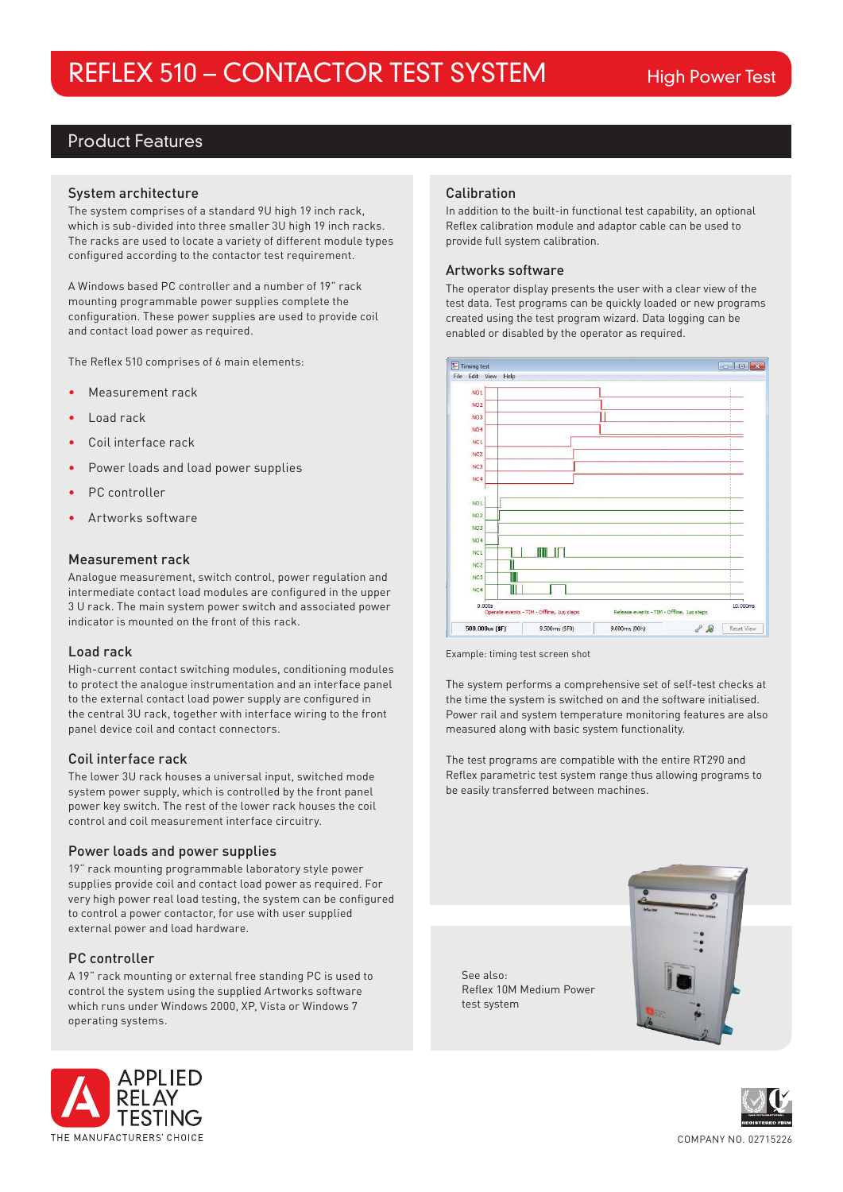# REFLEX 510 – CONTACTOR TEST SYSTEM

High Power Test

## Product Features

### System architecture

The system comprises of a standard 9U high 19 inch rack, which is sub-divided into three smaller 3U high 19 inch racks. The racks are used to locate a variety of different module types configured according to the contactor test requirement.

A Windows based PC controller and a number of 19" rack mounting programmable power supplies complete the configuration. These power supplies are used to provide coil and contact load power as required.

The Reflex 510 comprises of 6 main elements:

- Measurement rack
- Load rack
- Coil interface rack
- Power loads and load power supplies
- PC controller
- Artworks software

### Measurement rack

Analogue measurement, switch control, power regulation and intermediate contact load modules are configured in the upper 3 U rack. The main system power switch and associated power indicator is mounted on the front of this rack.

### Load rack

High-current contact switching modules, conditioning modules to protect the analogue instrumentation and an interface panel to the external contact load power supply are configured in the central 3U rack, together with interface wiring to the front panel device coil and contact connectors.

### Coil interface rack

The lower 3U rack houses a universal input, switched mode system power supply, which is controlled by the front panel power key switch. The rest of the lower rack houses the coil control and coil measurement interface circuitry.

### Power loads and power supplies

19" rack mounting programmable laboratory style power supplies provide coil and contact load power as required. For very high power real load testing, the system can be configured to control a power contactor, for use with user supplied external power and load hardware.

### PC controller

A 19" rack mounting or external free standing PC is used to control the system using the supplied Artworks software which runs under Windows 2000, XP, Vista or Windows 7 operating systems.

### Calibration

In addition to the built-in functional test capability, an optional Reflex calibration module and adaptor cable can be used to provide full system calibration.

### Artworks software

The operator display presents the user with a clear view of the test data. Test programs can be quickly loaded or new programs created using the test program wizard. Data logging can be enabled or disabled by the operator as required.

Example: timing test screen shot

The system performs a comprehensive set of self-test checks at the time the system is switched on and the software initialised. Power rail and system temperature monitoring features are also measured along with basic system functionality.

The test programs are compatible with the entire RT290 and Reflex parametric test system range thus allowing programs to be easily transferred between machines.

See also:
Reflex 10M Medium Power test system

APPLIED RELAY TESTING
THE MANUFACTURERS' CHOICE

COMPANY NO. 02715226